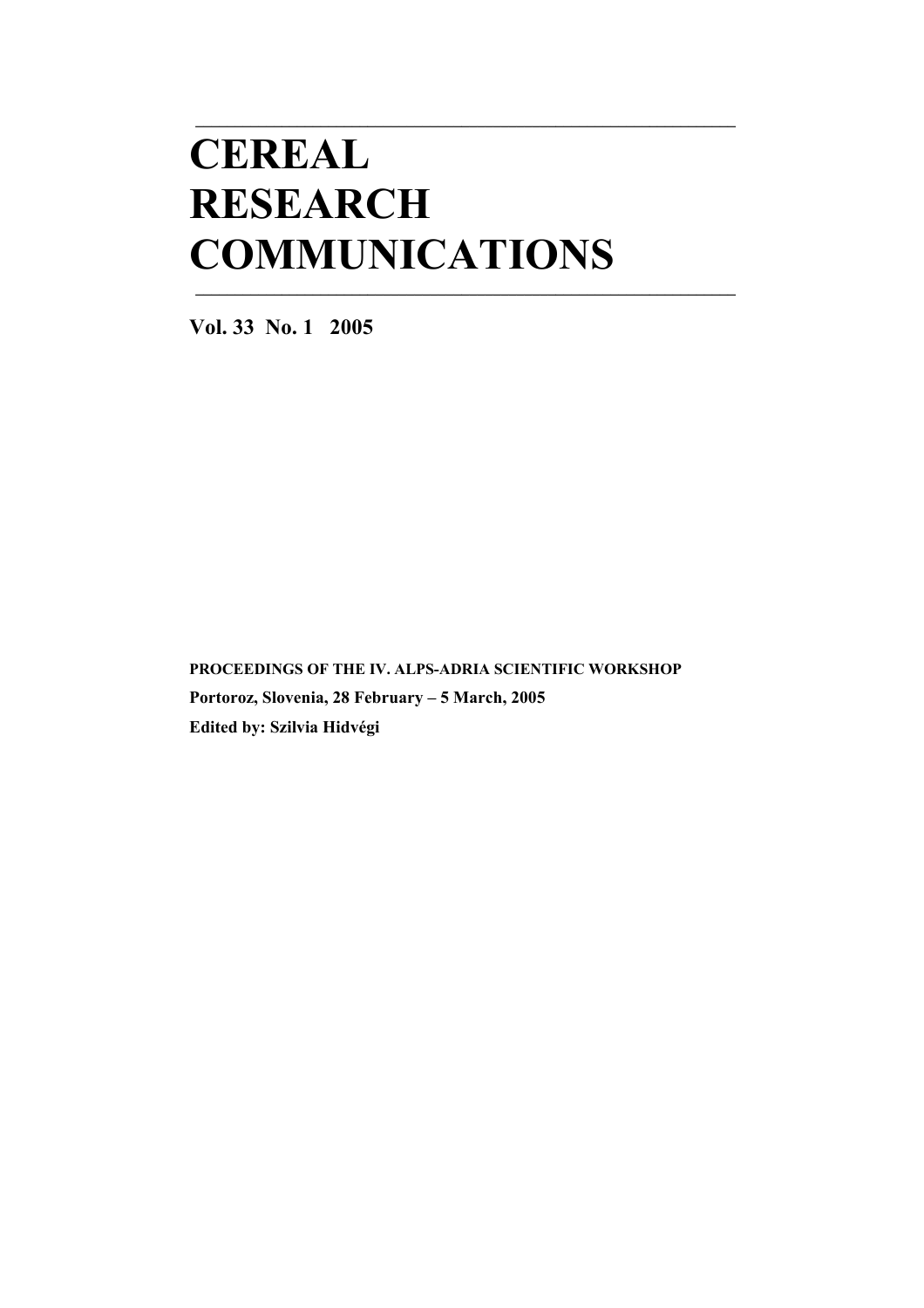# CEREAL RESEARCH COMMUNICATIONS

**Vol. 33 No. 1 2005**

**PROCEEDINGS OF THE IV. ALPS-ADRIA SCIENTIFIC WORKSHOP**

**Portoroz, Slovenia, 28 February – 5 March, 2005**

**Edited by: Szilvia Hidvégi**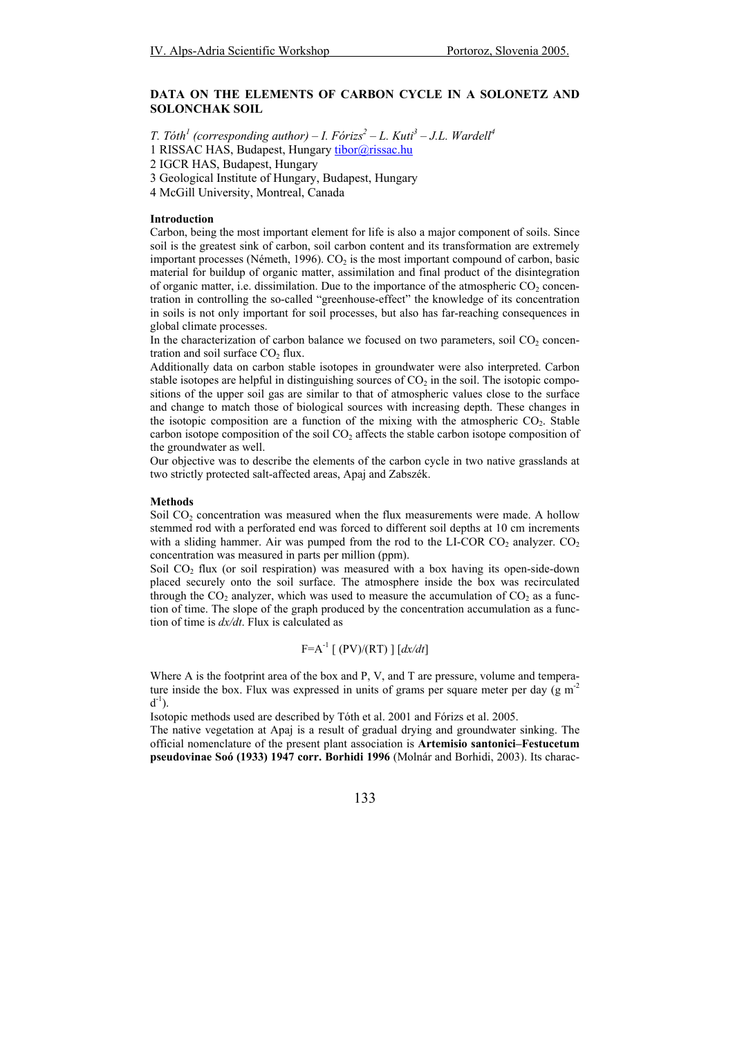## DATA ON THE ELEMENTS OF CARBON CYCLE IN A SOLONETZ AND SOLONCHAK SOIL

*T. Tóth[1] (corresponding author) – I. Fórizs[2] – L. Kuti[3] – J.L. Wardell[4]*

1 RISSAC HAS, Budapest, Hungary tibor@rissac.hu
2 IGCR HAS, Budapest, Hungary
3 Geological Institute of Hungary, Budapest, Hungary
4 McGill University, Montreal, Canada

### Introduction

Carbon, being the most important element for life is also a major component of soils. Since soil is the greatest sink of carbon, soil carbon content and its transformation are extremely important processes (Németh, 1996). $CO_2$ is the most important compound of carbon, basic material for buildup of organic matter, assimilation and final product of the disintegration of organic matter, i.e. dissimilation. Due to the importance of the atmospheric $CO_2$ concentration in controlling the so-called "greenhouse-effect" the knowledge of its concentration in soils is not only important for soil processes, but also has far-reaching consequences in global climate processes.

In the characterization of carbon balance we focused on two parameters, soil $CO_2$ concentration and soil surface $CO_2$ flux.

Additionally data on carbon stable isotopes in groundwater were also interpreted. Carbon stable isotopes are helpful in distinguishing sources of $CO_2$ in the soil. The isotopic compositions of the upper soil gas are similar to that of atmospheric values close to the surface and change to match those of biological sources with increasing depth. These changes in the isotopic composition are a function of the mixing with the atmospheric $CO_2$. Stable carbon isotope composition of the soil $CO_2$ affects the stable carbon isotope composition of the groundwater as well.

Our objective was to describe the elements of the carbon cycle in two native grasslands at two strictly protected salt-affected areas, Apaj and Zabszék.

### Methods

Soil $CO_2$ concentration was measured when the flux measurements were made. A hollow stemmed rod with a perforated end was forced to different soil depths at 10 cm increments with a sliding hammer. Air was pumped from the rod to the LI-COR $CO_2$ analyzer. $CO_2$ concentration was measured in parts per million (ppm).

Soil $CO_2$ flux (or soil respiration) was measured with a box having its open-side-down placed securely onto the soil surface. The atmosphere inside the box was recirculated through the $CO_2$ analyzer, which was used to measure the accumulation of $CO_2$ as a function of time. The slope of the graph produced by the concentration accumulation as a function of time is $dx/dt$. Flux is calculated as

$$F = A^{-1} \left[ (PV)/(RT) \right] [dx/dt]$$

Where A is the footprint area of the box and P, V, and T are pressure, volume and temperature inside the box. Flux was expressed in units of grams per square meter per day (g $m^{-2}$ $d^{-1}$).

Isotopic methods used are described by Tóth et al. 2001 and Fórizs et al. 2005.

The native vegetation at Apaj is a result of gradual drying and groundwater sinking. The official nomenclature of the present plant association is **Artemisio santonici–Festucetum pseudovinae Soó (1933) 1947 corr. Borhidi 1996** (Molnár and Borhidi, 2003). Its charac-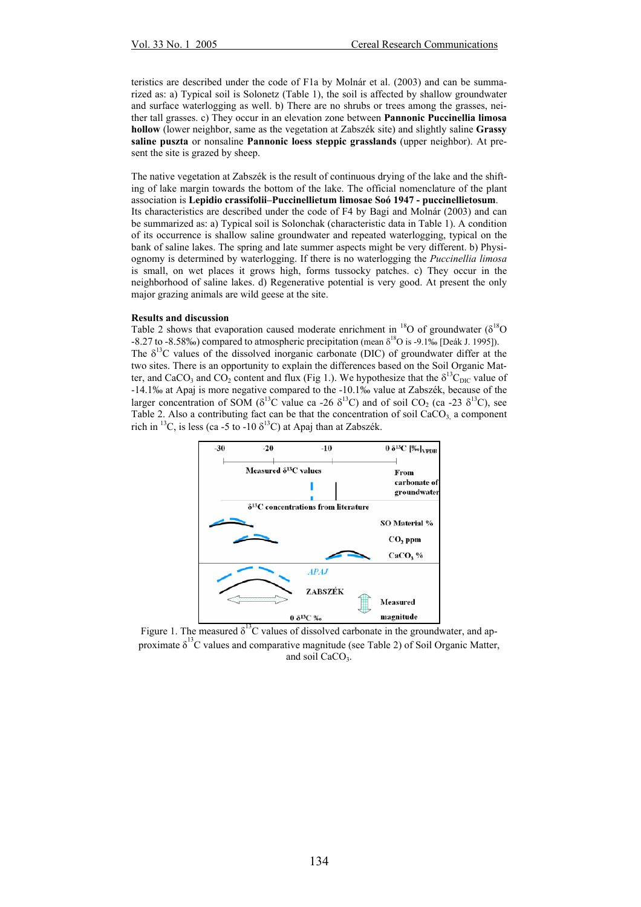teristics are described under the code of F1a by Molnár et al. (2003) and can be summarized as: a) Typical soil is Solonetz (Table 1), the soil is affected by shallow groundwater and surface waterlogging as well. b) There are no shrubs or trees among the grasses, neither tall grasses. c) They occur in an elevation zone between **Pannonic Puccinellia limosa hollow** (lower neighbor, same as the vegetation at Zabszék site) and slightly saline **Grassy saline puszta** or nonsaline **Pannonic loess steppic grasslands** (upper neighbor). At present the site is grazed by sheep.

The native vegetation at Zabszék is the result of continuous drying of the lake and the shifting of lake margin towards the bottom of the lake. The official nomenclature of the plant association is **Lepidio crassifolii–Puccinellietum limosae Soó 1947 - puccinellietosum**. Its characteristics are described under the code of F4 by Bagi and Molnár (2003) and can be summarized as: a) Typical soil is Solonchak (characteristic data in Table 1). A condition of its occurrence is shallow saline groundwater and repeated waterlogging, typical on the bank of saline lakes. The spring and late summer aspects might be very different. b) Physiognomy is determined by waterlogging. If there is no waterlogging the *Puccinellia limosa* is small, on wet places it grows high, forms tussocky patches. c) They occur in the neighborhood of saline lakes. d) Regenerative potential is very good. At present the only major grazing animals are wild geese at the site.

### Results and discussion

Table 2 shows that evaporation caused moderate enrichment in $^{18}O$ of groundwater ($\delta^{18}O$ -8.27 to -8.58‰) compared to atmospheric precipitation (mean $\delta^{18}O$ is -9.1‰ [Deák J. 1995]).
The $\delta^{13}C$ values of the dissolved inorganic carbonate (DIC) of groundwater differ at the two sites. There is an opportunity to explain the differences based on the Soil Organic Matter, and $CaCO_3$ and $CO_2$ content and flux (Fig 1.). We hypothesize that the $\delta^{13}C_{DIC}$ value of -14.1‰ at Apaj is more negative compared to the -10.1‰ value at Zabszék, because of the larger concentration of SOM ($\delta^{13}C$ value ca -26 $\delta^{13}C$) and of soil $CO_2$ (ca -23 $\delta^{13}C$), see Table 2. Also a contributing fact can be that the concentration of soil $CaCO_3$, a component rich in $^{13}C$, is less (ca -5 to -10 $\delta^{13}C$) at Apaj than at Zabszék.

Figure 1. The measured $\delta^{13}C$ values of dissolved carbonate in the groundwater, and approximate $\delta^{13}C$ values and comparative magnitude (see Table 2) of Soil Organic Matter, and soil $CaCO_3$.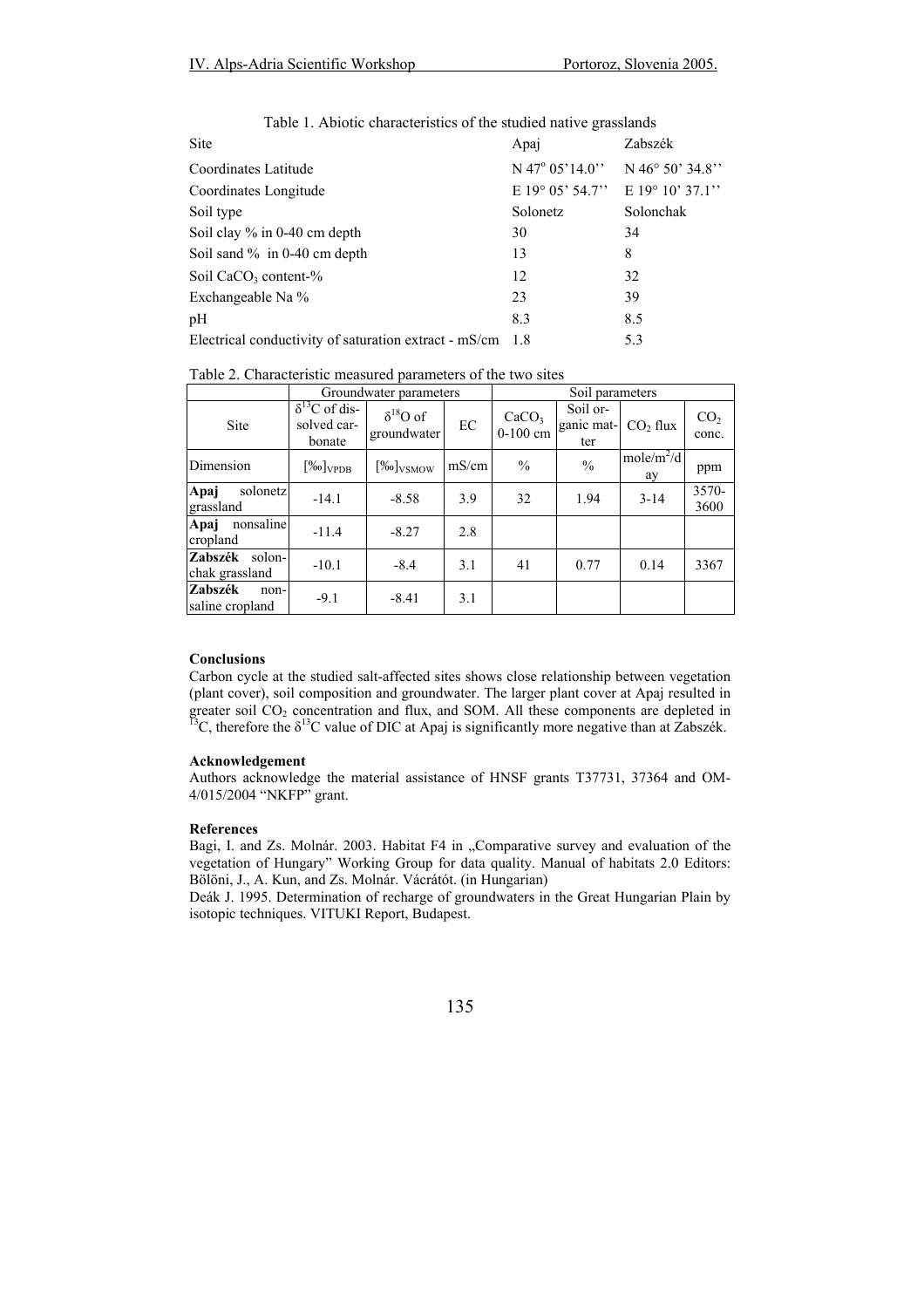Table 1. Abiotic characteristics of the studied native grasslands

| Site | Apaj | Zabszék |
|---|---|---|
| Coordinates Latitude | N 47° 05'14.0'' | N 46° 50' 34.8'' |
| Coordinates Longitude | E 19° 05' 54.7'' | E 19° 10' 37.1'' |
| Soil type | Solonetz | Solonchak |
| Soil clay % in 0-40 cm depth | 30 | 34 |
| Soil sand % in 0-40 cm depth | 13 | 8 |
| Soil $CaCO_3$ content-% | 12 | 32 |
| Exchangeable Na % | 23 | 39 |
| pH | 8.3 | 8.5 |
| Electrical conductivity of saturation extract - mS/cm | 1.8 | 5.3 |

Table 2. Characteristic measured parameters of the two sites

| | Groundwater parameters | | | Soil parameters | | | |
|---|---|---|---|---|---|---|---|
| Site | $\delta^{13}C$ of dissolved carbonate | $\delta^{18}O$ of groundwater | EC | $CaCO_3$ 0-100 cm | Soil organic matter | $CO_2$ flux | $CO_2$ conc. |
| Dimension | $[‰]_{VPDB}$ | $[‰]_{VSMOW}$ | mS/cm | % | % | mole/$m^2$/day | ppm |
| **Apaj** solonetz grassland | -14.1 | -8.58 | 3.9 | 32 | 1.94 | 3-14 | 3570-3600 |
| **Apaj** nonsaline cropland | -11.4 | -8.27 | 2.8 | | | | |
| **Zabszék** solonchak grassland | -10.1 | -8.4 | 3.1 | 41 | 0.77 | 0.14 | 3367 |
| **Zabszék** non-saline cropland | -9.1 | -8.41 | 3.1 | | | | |

**Conclusions**

Carbon cycle at the studied salt-affected sites shows close relationship between vegetation (plant cover), soil composition and groundwater. The larger plant cover at Apaj resulted in greater soil $CO_2$ concentration and flux, and SOM. All these components are depleted in $^{13}C$, therefore the $\delta^{13}C$ value of DIC at Apaj is significantly more negative than at Zabszék.

**Acknowledgement**

Authors acknowledge the material assistance of HNSF grants T37731, 37364 and OM-4/015/2004 "NKFP" grant.

**References**

Bagi, I. and Zs. Molnár. 2003. Habitat F4 in „Comparative survey and evaluation of the vegetation of Hungary" Working Group for data quality. Manual of habitats 2.0 Editors: Bölöni, J., A. Kun, and Zs. Molnár. Vácrátót. (in Hungarian)

Deák J. 1995. Determination of recharge of groundwaters in the Great Hungarian Plain by isotopic techniques. VITUKI Report, Budapest.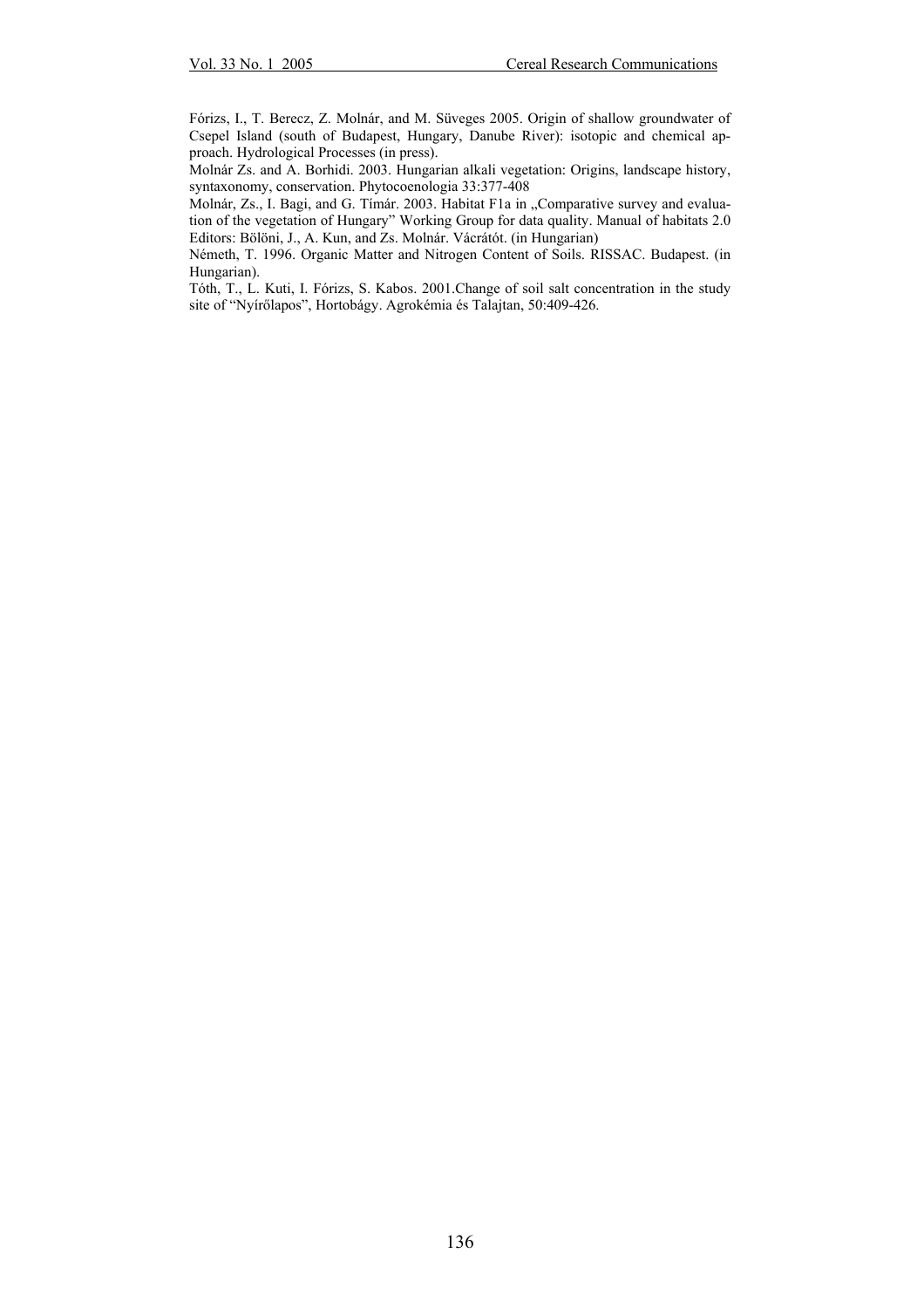Fórizs, I., T. Berecz, Z. Molnár, and M. Süveges 2005. Origin of shallow groundwater of Csepel Island (south of Budapest, Hungary, Danube River): isotopic and chemical approach. Hydrological Processes (in press).

Molnár Zs. and A. Borhidi. 2003. Hungarian alkali vegetation: Origins, landscape history, syntaxonomy, conservation. Phytocoenologia 33:377-408

Molnár, Zs., I. Bagi, and G. Tímár. 2003. Habitat F1a in „Comparative survey and evaluation of the vegetation of Hungary" Working Group for data quality. Manual of habitats 2.0 Editors: Bölöni, J., A. Kun, and Zs. Molnár. Vácrátót. (in Hungarian)

Németh, T. 1996. Organic Matter and Nitrogen Content of Soils. RISSAC. Budapest. (in Hungarian).

Tóth, T., L. Kuti, I. Fórizs, S. Kabos. 2001.Change of soil salt concentration in the study site of "Nyírőlapos", Hortobágy. Agrokémia és Talajtan, 50:409-426.